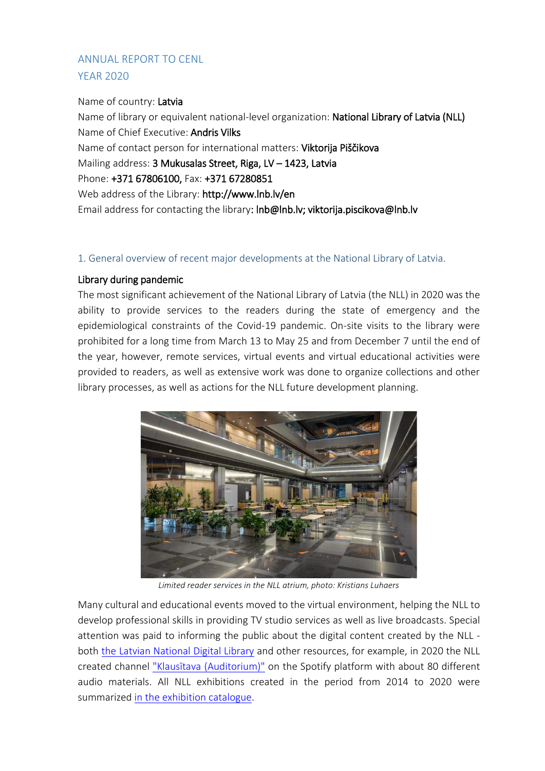ANNUAL REPORT TO CENL
YEAR 2020

Name of country: **Latvia**
Name of library or equivalent national-level organization: **National Library of Latvia (NLL)**
Name of Chief Executive: **Andris Vilks**
Name of contact person for international matters: **Viktorija Piščikova**
Mailing address: **3 Mukusalas Street, Riga, LV – 1423, Latvia**
Phone: **+371 67806100**, Fax: **+371 67280851**
Web address of the Library: **http://www.lnb.lv/en**
Email address for contacting the library: **lnb@lnb.lv; viktorija.piscikova@lnb.lv**

## 1. General overview of recent major developments at the National Library of Latvia.

### Library during pandemic

The most significant achievement of the National Library of Latvia (the NLL) in 2020 was the ability to provide services to the readers during the state of emergency and the epidemiological constraints of the Covid-19 pandemic. On-site visits to the library were prohibited for a long time from March 13 to May 25 and from December 7 until the end of the year, however, remote services, virtual events and virtual educational activities were provided to readers, as well as extensive work was done to organize collections and other library processes, as well as actions for the NLL future development planning.

*Limited reader services in the NLL atrium, photo: Kristians Luhaers*

Many cultural and educational events moved to the virtual environment, helping the NLL to develop professional skills in providing TV studio services as well as live broadcasts. Special attention was paid to informing the public about the digital content created by the NLL - both the Latvian National Digital Library and other resources, for example, in 2020 the NLL created channel "Klausītava (Auditorium)" on the Spotify platform with about 80 different audio materials. All NLL exhibitions created in the period from 2014 to 2020 were summarized in the exhibition catalogue.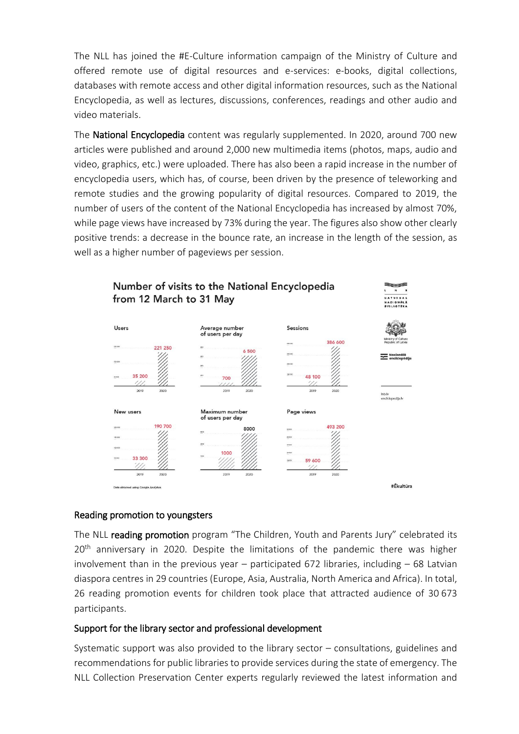The NLL has joined the #E-Culture information campaign of the Ministry of Culture and offered remote use of digital resources and e-services: e-books, digital collections, databases with remote access and other digital information resources, such as the National Encyclopedia, as well as lectures, discussions, conferences, readings and other audio and video materials.

The **National Encyclopedia** content was regularly supplemented. In 2020, around 700 new articles were published and around 2,000 new multimedia items (photos, maps, audio and video, graphics, etc.) were uploaded. There has also been a rapid increase in the number of encyclopedia users, which has, of course, been driven by the presence of teleworking and remote studies and the growing popularity of digital resources. Compared to 2019, the number of users of the content of the National Encyclopedia has increased by almost 70%, while page views have increased by 73% during the year. The figures also show other clearly positive trends: a decrease in the bounce rate, an increase in the length of the session, as well as a higher number of pageviews per session.

**Number of visits to the National Encyclopedia from 12 March to 31 May**

| | 2019 | 2020 |
|---|---|---|
| Users | 35 200 | 221 250 |
| Average number of users per day | 700 | 6 500 |
| Sessions | 48 100 | 386 600 |
| New users | 33 300 | 190 700 |
| Maximum number of users per day | 1000 | 8000 |
| Page views | 59 600 | 493 200 |

Data obtained using Google Analytics

#Ēkultūra

## Reading promotion to youngsters

The NLL **reading promotion** program "The Children, Youth and Parents Jury" celebrated its 20th anniversary in 2020. Despite the limitations of the pandemic there was higher involvement than in the previous year – participated 672 libraries, including – 68 Latvian diaspora centres in 29 countries (Europe, Asia, Australia, North America and Africa). In total, 26 reading promotion events for children took place that attracted audience of 30 673 participants.

## Support for the library sector and professional development

Systematic support was also provided to the library sector – consultations, guidelines and recommendations for public libraries to provide services during the state of emergency. The NLL Collection Preservation Center experts regularly reviewed the latest information and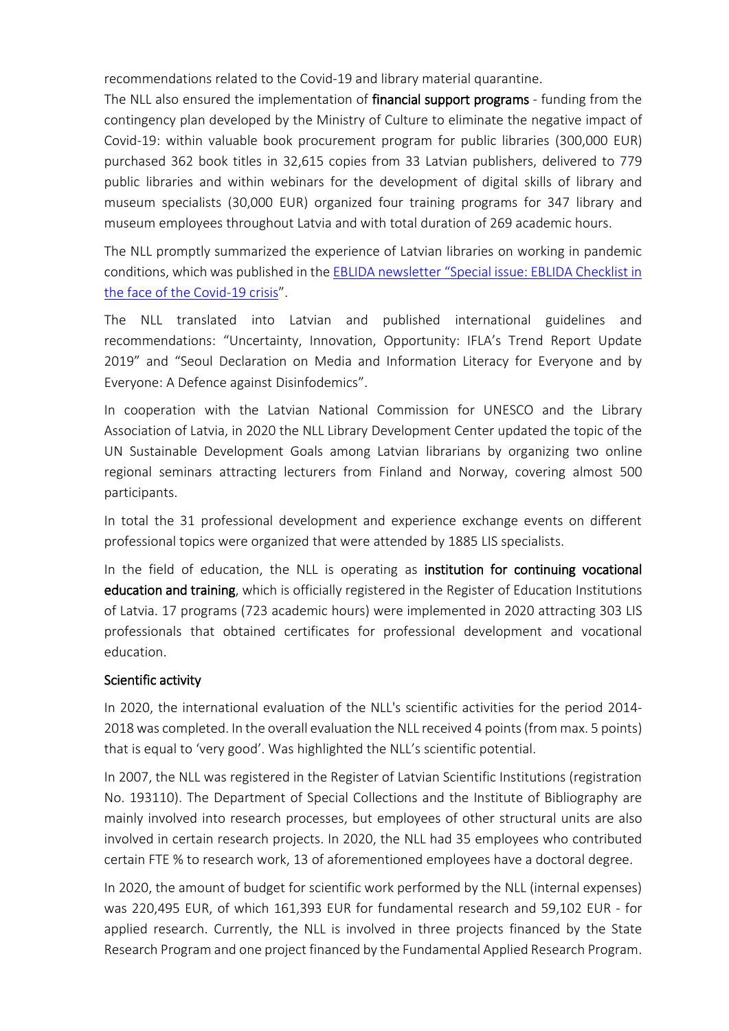recommendations related to the Covid-19 and library material quarantine.

The NLL also ensured the implementation of **financial support programs** - funding from the contingency plan developed by the Ministry of Culture to eliminate the negative impact of Covid-19: within valuable book procurement program for public libraries (300,000 EUR) purchased 362 book titles in 32,615 copies from 33 Latvian publishers, delivered to 779 public libraries and within webinars for the development of digital skills of library and museum specialists (30,000 EUR) organized four training programs for 347 library and museum employees throughout Latvia and with total duration of 269 academic hours.

The NLL promptly summarized the experience of Latvian libraries on working in pandemic conditions, which was published in the EBLIDA newsletter "Special issue: EBLIDA Checklist in the face of the Covid-19 crisis".

The NLL translated into Latvian and published international guidelines and recommendations: "Uncertainty, Innovation, Opportunity: IFLA's Trend Report Update 2019" and "Seoul Declaration on Media and Information Literacy for Everyone and by Everyone: A Defence against Disinfodemics".

In cooperation with the Latvian National Commission for UNESCO and the Library Association of Latvia, in 2020 the NLL Library Development Center updated the topic of the UN Sustainable Development Goals among Latvian librarians by organizing two online regional seminars attracting lecturers from Finland and Norway, covering almost 500 participants.

In total the 31 professional development and experience exchange events on different professional topics were organized that were attended by 1885 LIS specialists.

In the field of education, the NLL is operating as **institution for continuing vocational education and training**, which is officially registered in the Register of Education Institutions of Latvia. 17 programs (723 academic hours) were implemented in 2020 attracting 303 LIS professionals that obtained certificates for professional development and vocational education.

## Scientific activity

In 2020, the international evaluation of the NLL's scientific activities for the period 2014-2018 was completed. In the overall evaluation the NLL received 4 points (from max. 5 points) that is equal to 'very good'. Was highlighted the NLL's scientific potential.

In 2007, the NLL was registered in the Register of Latvian Scientific Institutions (registration No. 193110). The Department of Special Collections and the Institute of Bibliography are mainly involved into research processes, but employees of other structural units are also involved in certain research projects. In 2020, the NLL had 35 employees who contributed certain FTE % to research work, 13 of aforementioned employees have a doctoral degree.

In 2020, the amount of budget for scientific work performed by the NLL (internal expenses) was 220,495 EUR, of which 161,393 EUR for fundamental research and 59,102 EUR - for applied research. Currently, the NLL is involved in three projects financed by the State Research Program and one project financed by the Fundamental Applied Research Program.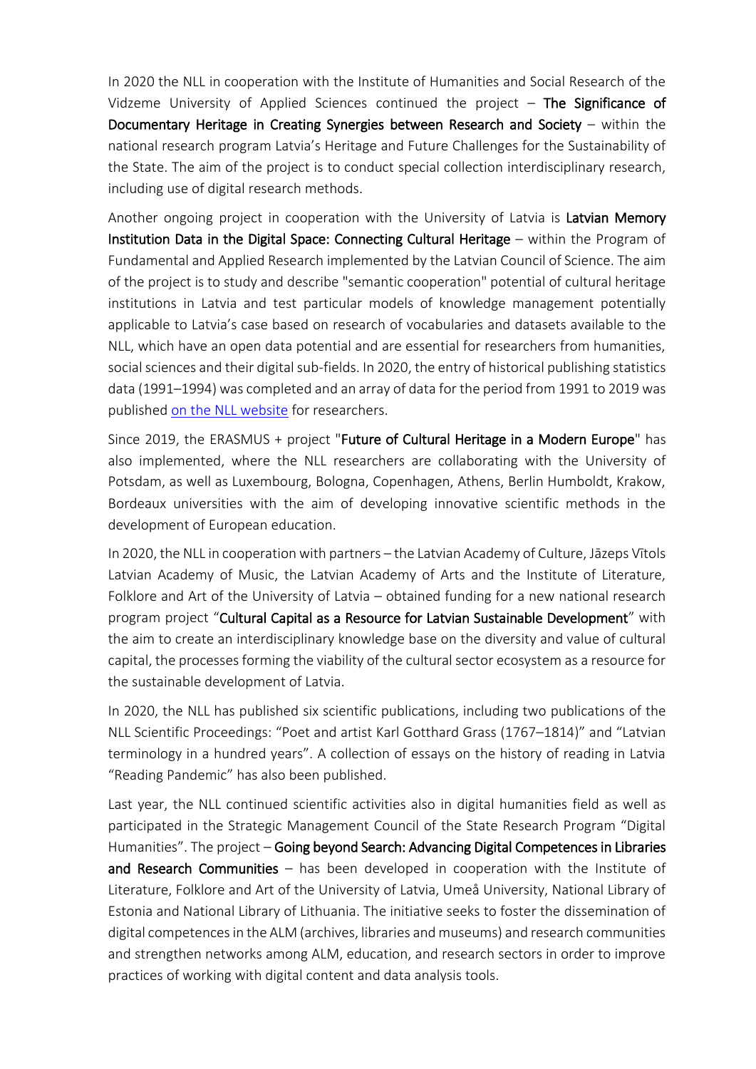In 2020 the NLL in cooperation with the Institute of Humanities and Social Research of the Vidzeme University of Applied Sciences continued the project – **The Significance of Documentary Heritage in Creating Synergies between Research and Society** – within the national research program Latvia's Heritage and Future Challenges for the Sustainability of the State. The aim of the project is to conduct special collection interdisciplinary research, including use of digital research methods.

Another ongoing project in cooperation with the University of Latvia is **Latvian Memory Institution Data in the Digital Space: Connecting Cultural Heritage** – within the Program of Fundamental and Applied Research implemented by the Latvian Council of Science. The aim of the project is to study and describe "semantic cooperation" potential of cultural heritage institutions in Latvia and test particular models of knowledge management potentially applicable to Latvia's case based on research of vocabularies and datasets available to the NLL, which have an open data potential and are essential for researchers from humanities, social sciences and their digital sub-fields. In 2020, the entry of historical publishing statistics data (1991–1994) was completed and an array of data for the period from 1991 to 2019 was published on the NLL website for researchers.

Since 2019, the ERASMUS + project "**Future of Cultural Heritage in a Modern Europe**" has also implemented, where the NLL researchers are collaborating with the University of Potsdam, as well as Luxembourg, Bologna, Copenhagen, Athens, Berlin Humboldt, Krakow, Bordeaux universities with the aim of developing innovative scientific methods in the development of European education.

In 2020, the NLL in cooperation with partners – the Latvian Academy of Culture, Jāzeps Vītols Latvian Academy of Music, the Latvian Academy of Arts and the Institute of Literature, Folklore and Art of the University of Latvia – obtained funding for a new national research program project "**Cultural Capital as a Resource for Latvian Sustainable Development**" with the aim to create an interdisciplinary knowledge base on the diversity and value of cultural capital, the processes forming the viability of the cultural sector ecosystem as a resource for the sustainable development of Latvia.

In 2020, the NLL has published six scientific publications, including two publications of the NLL Scientific Proceedings: "Poet and artist Karl Gotthard Grass (1767–1814)" and "Latvian terminology in a hundred years". A collection of essays on the history of reading in Latvia "Reading Pandemic" has also been published.

Last year, the NLL continued scientific activities also in digital humanities field as well as participated in the Strategic Management Council of the State Research Program "Digital Humanities". The project – **Going beyond Search: Advancing Digital Competences in Libraries and Research Communities** – has been developed in cooperation with the Institute of Literature, Folklore and Art of the University of Latvia, Umeå University, National Library of Estonia and National Library of Lithuania. The initiative seeks to foster the dissemination of digital competences in the ALM (archives, libraries and museums) and research communities and strengthen networks among ALM, education, and research sectors in order to improve practices of working with digital content and data analysis tools.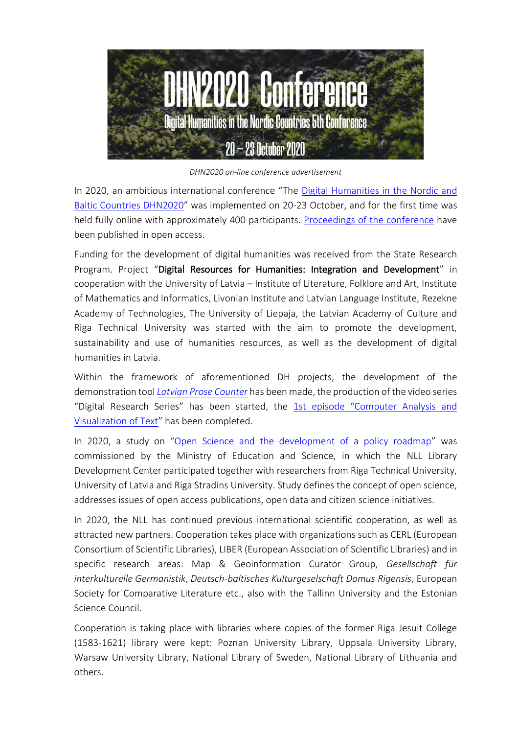*DHN2020 on-line conference advertisement*

In 2020, an ambitious international conference "The Digital Humanities in the Nordic and Baltic Countries DHN2020" was implemented on 20-23 October, and for the first time was held fully online with approximately 400 participants. Proceedings of the conference have been published in open access.

Funding for the development of digital humanities was received from the State Research Program. Project "**Digital Resources for Humanities: Integration and Development**" in cooperation with the University of Latvia – Institute of Literature, Folklore and Art, Institute of Mathematics and Informatics, Livonian Institute and Latvian Language Institute, Rezekne Academy of Technologies, The University of Liepaja, the Latvian Academy of Culture and Riga Technical University was started with the aim to promote the development, sustainability and use of humanities resources, as well as the development of digital humanities in Latvia.

Within the framework of aforementioned DH projects, the development of the demonstration tool *Latvian Prose Counter* has been made, the production of the video series "Digital Research Series" has been started, the 1st episode "Computer Analysis and Visualization of Text" has been completed.

In 2020, a study on "Open Science and the development of a policy roadmap" was commissioned by the Ministry of Education and Science, in which the NLL Library Development Center participated together with researchers from Riga Technical University, University of Latvia and Riga Stradins University. Study defines the concept of open science, addresses issues of open access publications, open data and citizen science initiatives.

In 2020, the NLL has continued previous international scientific cooperation, as well as attracted new partners. Cooperation takes place with organizations such as CERL (European Consortium of Scientific Libraries), LIBER (European Association of Scientific Libraries) and in specific research areas: Map & Geoinformation Curator Group, *Gesellschaft für interkulturelle Germanistik*, *Deutsch-baltisches Kulturgeselschaft Domus Rigensis*, European Society for Comparative Literature etc., also with the Tallinn University and the Estonian Science Council.

Cooperation is taking place with libraries where copies of the former Riga Jesuit College (1583-1621) library were kept: Poznan University Library, Uppsala University Library, Warsaw University Library, National Library of Sweden, National Library of Lithuania and others.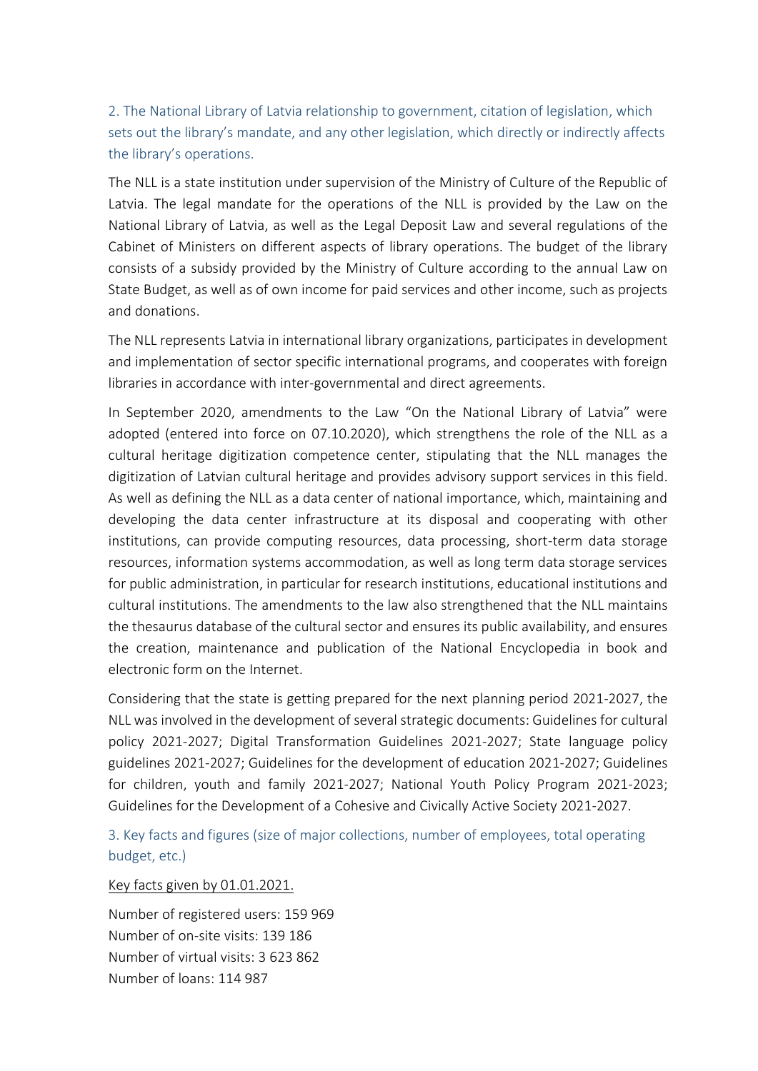## 2. The National Library of Latvia relationship to government, citation of legislation, which sets out the library's mandate, and any other legislation, which directly or indirectly affects the library's operations.

The NLL is a state institution under supervision of the Ministry of Culture of the Republic of Latvia. The legal mandate for the operations of the NLL is provided by the Law on the National Library of Latvia, as well as the Legal Deposit Law and several regulations of the Cabinet of Ministers on different aspects of library operations. The budget of the library consists of a subsidy provided by the Ministry of Culture according to the annual Law on State Budget, as well as of own income for paid services and other income, such as projects and donations.

The NLL represents Latvia in international library organizations, participates in development and implementation of sector specific international programs, and cooperates with foreign libraries in accordance with inter-governmental and direct agreements.

In September 2020, amendments to the Law "On the National Library of Latvia" were adopted (entered into force on 07.10.2020), which strengthens the role of the NLL as a cultural heritage digitization competence center, stipulating that the NLL manages the digitization of Latvian cultural heritage and provides advisory support services in this field. As well as defining the NLL as a data center of national importance, which, maintaining and developing the data center infrastructure at its disposal and cooperating with other institutions, can provide computing resources, data processing, short-term data storage resources, information systems accommodation, as well as long term data storage services for public administration, in particular for research institutions, educational institutions and cultural institutions. The amendments to the law also strengthened that the NLL maintains the thesaurus database of the cultural sector and ensures its public availability, and ensures the creation, maintenance and publication of the National Encyclopedia in book and electronic form on the Internet.

Considering that the state is getting prepared for the next planning period 2021-2027, the NLL was involved in the development of several strategic documents: Guidelines for cultural policy 2021-2027; Digital Transformation Guidelines 2021-2027; State language policy guidelines 2021-2027; Guidelines for the development of education 2021-2027; Guidelines for children, youth and family 2021-2027; National Youth Policy Program 2021-2023; Guidelines for the Development of a Cohesive and Civically Active Society 2021-2027.

## 3. Key facts and figures (size of major collections, number of employees, total operating budget, etc.)

<u>Key facts given by 01.01.2021.</u>

Number of registered users: 159 969
Number of on-site visits: 139 186
Number of virtual visits: 3 623 862
Number of loans: 114 987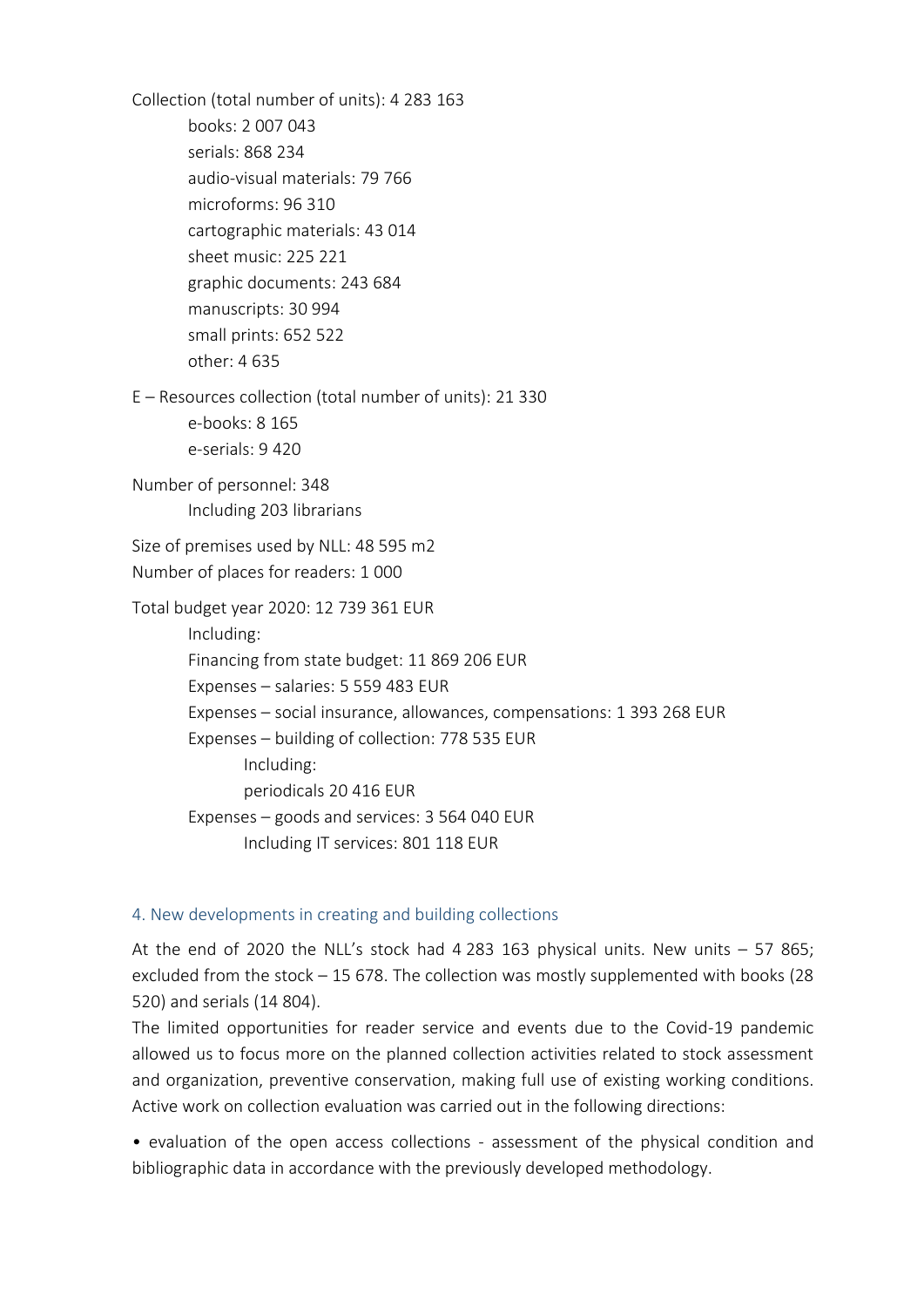Collection (total number of units): 4 283 163

- books: 2 007 043
- serials: 868 234
- audio-visual materials: 79 766
- microforms: 96 310
- cartographic materials: 43 014
- sheet music: 225 221
- graphic documents: 243 684
- manuscripts: 30 994
- small prints: 652 522
- other: 4 635

E – Resources collection (total number of units): 21 330

- e-books: 8 165
- e-serials: 9 420

Number of personnel: 348

- Including 203 librarians

Size of premises used by NLL: 48 595 m2

Number of places for readers: 1 000

Total budget year 2020: 12 739 361 EUR

- Including:
- Financing from state budget: 11 869 206 EUR
- Expenses – salaries: 5 559 483 EUR
- Expenses – social insurance, allowances, compensations: 1 393 268 EUR
- Expenses – building of collection: 778 535 EUR
  - Including:
  - periodicals 20 416 EUR
- Expenses – goods and services: 3 564 040 EUR
  - Including IT services: 801 118 EUR

## 4. New developments in creating and building collections

At the end of 2020 the NLL's stock had 4 283 163 physical units. New units – 57 865; excluded from the stock – 15 678. The collection was mostly supplemented with books (28 520) and serials (14 804).

The limited opportunities for reader service and events due to the Covid-19 pandemic allowed us to focus more on the planned collection activities related to stock assessment and organization, preventive conservation, making full use of existing working conditions. Active work on collection evaluation was carried out in the following directions:

• evaluation of the open access collections - assessment of the physical condition and bibliographic data in accordance with the previously developed methodology.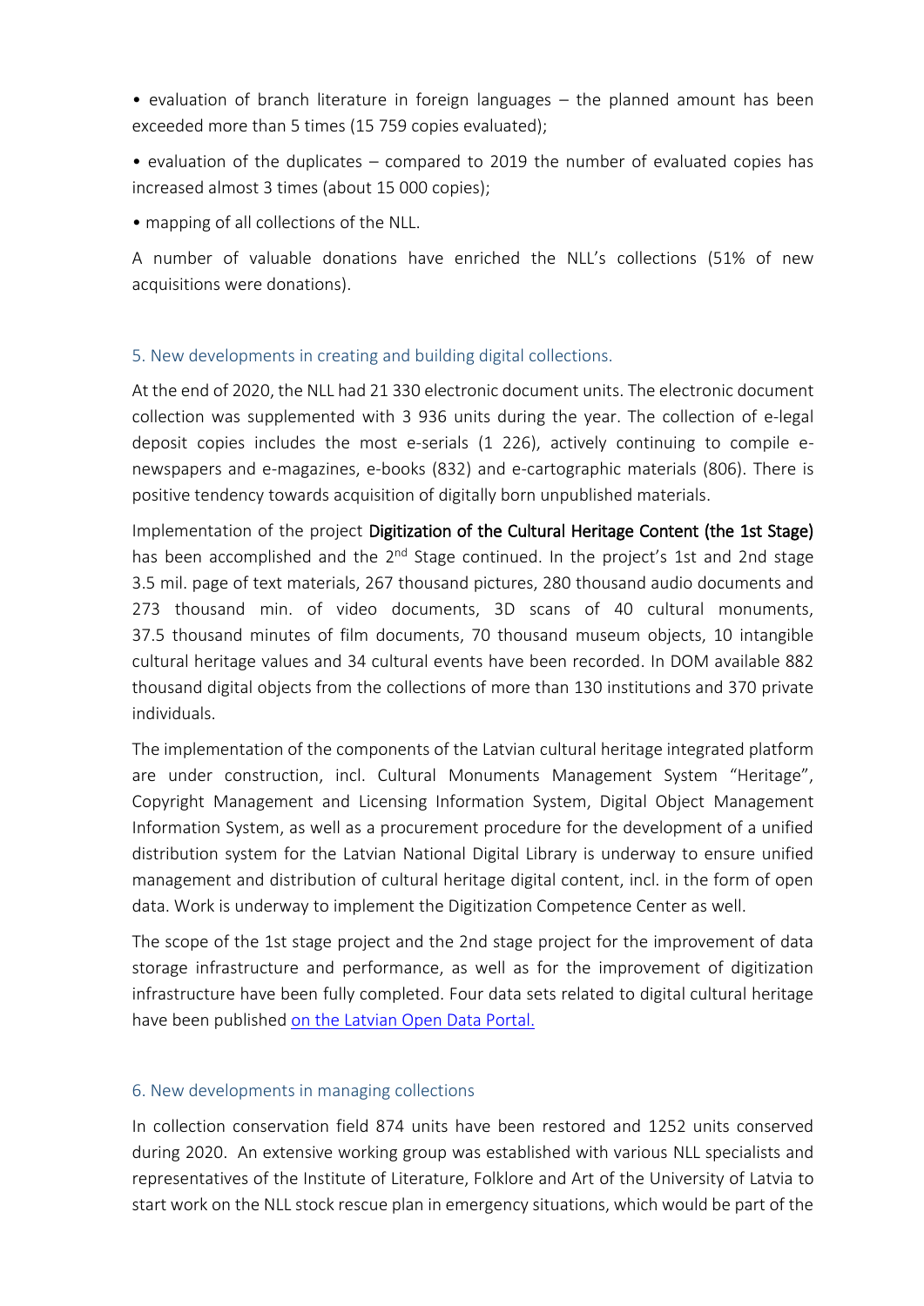• evaluation of branch literature in foreign languages – the planned amount has been exceeded more than 5 times (15 759 copies evaluated);

• evaluation of the duplicates – compared to 2019 the number of evaluated copies has increased almost 3 times (about 15 000 copies);

• mapping of all collections of the NLL.

A number of valuable donations have enriched the NLL's collections (51% of new acquisitions were donations).

## 5. New developments in creating and building digital collections.

At the end of 2020, the NLL had 21 330 electronic document units. The electronic document collection was supplemented with 3 936 units during the year. The collection of e-legal deposit copies includes the most e-serials (1 226), actively continuing to compile e-newspapers and e-magazines, e-books (832) and e-cartographic materials (806). There is positive tendency towards acquisition of digitally born unpublished materials.

Implementation of the project **Digitization of the Cultural Heritage Content (the 1st Stage)** has been accomplished and the 2nd Stage continued. In the project's 1st and 2nd stage 3.5 mil. page of text materials, 267 thousand pictures, 280 thousand audio documents and 273 thousand min. of video documents, 3D scans of 40 cultural monuments, 37.5 thousand minutes of film documents, 70 thousand museum objects, 10 intangible cultural heritage values and 34 cultural events have been recorded. In DOM available 882 thousand digital objects from the collections of more than 130 institutions and 370 private individuals.

The implementation of the components of the Latvian cultural heritage integrated platform are under construction, incl. Cultural Monuments Management System "Heritage", Copyright Management and Licensing Information System, Digital Object Management Information System, as well as a procurement procedure for the development of a unified distribution system for the Latvian National Digital Library is underway to ensure unified management and distribution of cultural heritage digital content, incl. in the form of open data. Work is underway to implement the Digitization Competence Center as well.

The scope of the 1st stage project and the 2nd stage project for the improvement of data storage infrastructure and performance, as well as for the improvement of digitization infrastructure have been fully completed. Four data sets related to digital cultural heritage have been published on the Latvian Open Data Portal.

## 6. New developments in managing collections

In collection conservation field 874 units have been restored and 1252 units conserved during 2020. An extensive working group was established with various NLL specialists and representatives of the Institute of Literature, Folklore and Art of the University of Latvia to start work on the NLL stock rescue plan in emergency situations, which would be part of the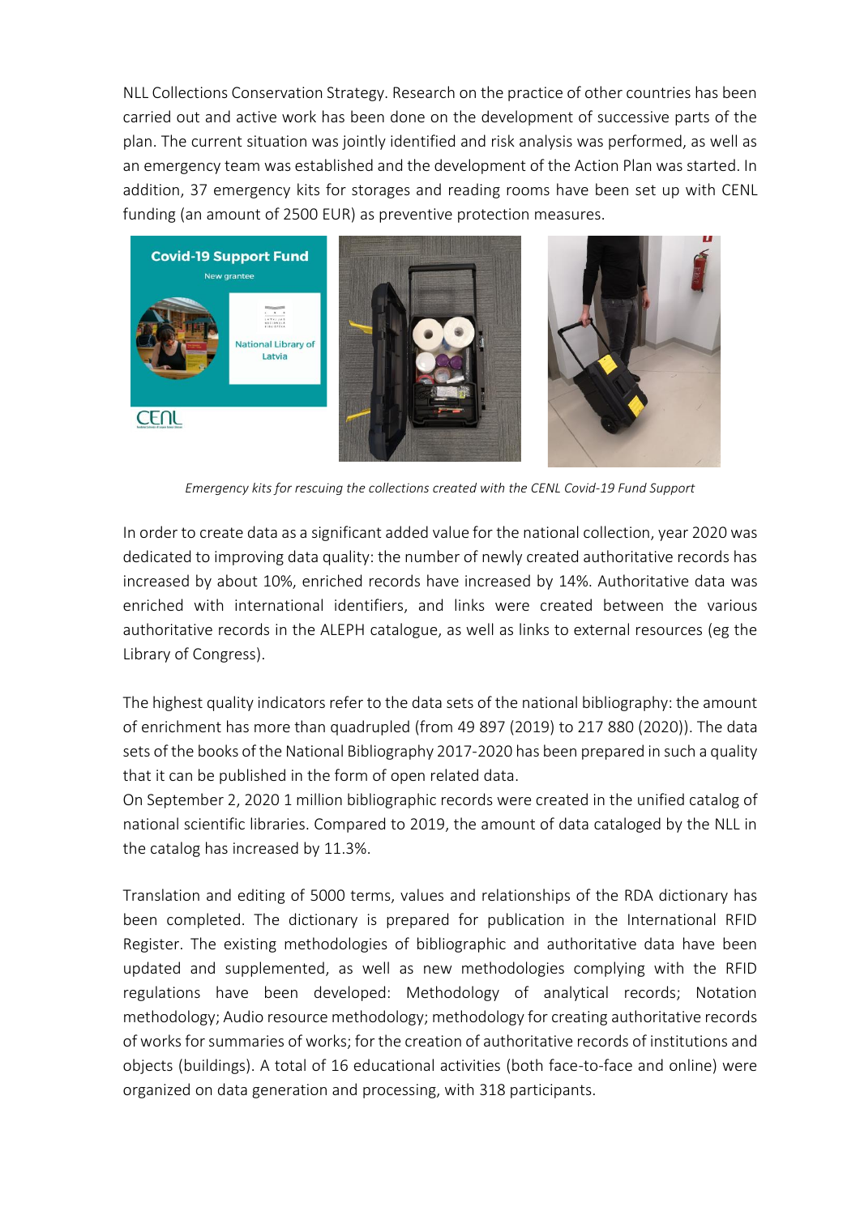NLL Collections Conservation Strategy. Research on the practice of other countries has been carried out and active work has been done on the development of successive parts of the plan. The current situation was jointly identified and risk analysis was performed, as well as an emergency team was established and the development of the Action Plan was started. In addition, 37 emergency kits for storages and reading rooms have been set up with CENL funding (an amount of 2500 EUR) as preventive protection measures.

*Emergency kits for rescuing the collections created with the CENL Covid-19 Fund Support*

In order to create data as a significant added value for the national collection, year 2020 was dedicated to improving data quality: the number of newly created authoritative records has increased by about 10%, enriched records have increased by 14%. Authoritative data was enriched with international identifiers, and links were created between the various authoritative records in the ALEPH catalogue, as well as links to external resources (eg the Library of Congress).

The highest quality indicators refer to the data sets of the national bibliography: the amount of enrichment has more than quadrupled (from 49 897 (2019) to 217 880 (2020)). The data sets of the books of the National Bibliography 2017-2020 has been prepared in such a quality that it can be published in the form of open related data.
On September 2, 2020 1 million bibliographic records were created in the unified catalog of national scientific libraries. Compared to 2019, the amount of data cataloged by the NLL in the catalog has increased by 11.3%.

Translation and editing of 5000 terms, values and relationships of the RDA dictionary has been completed. The dictionary is prepared for publication in the International RFID Register. The existing methodologies of bibliographic and authoritative data have been updated and supplemented, as well as new methodologies complying with the RFID regulations have been developed: Methodology of analytical records; Notation methodology; Audio resource methodology; methodology for creating authoritative records of works for summaries of works; for the creation of authoritative records of institutions and objects (buildings). A total of 16 educational activities (both face-to-face and online) were organized on data generation and processing, with 318 participants.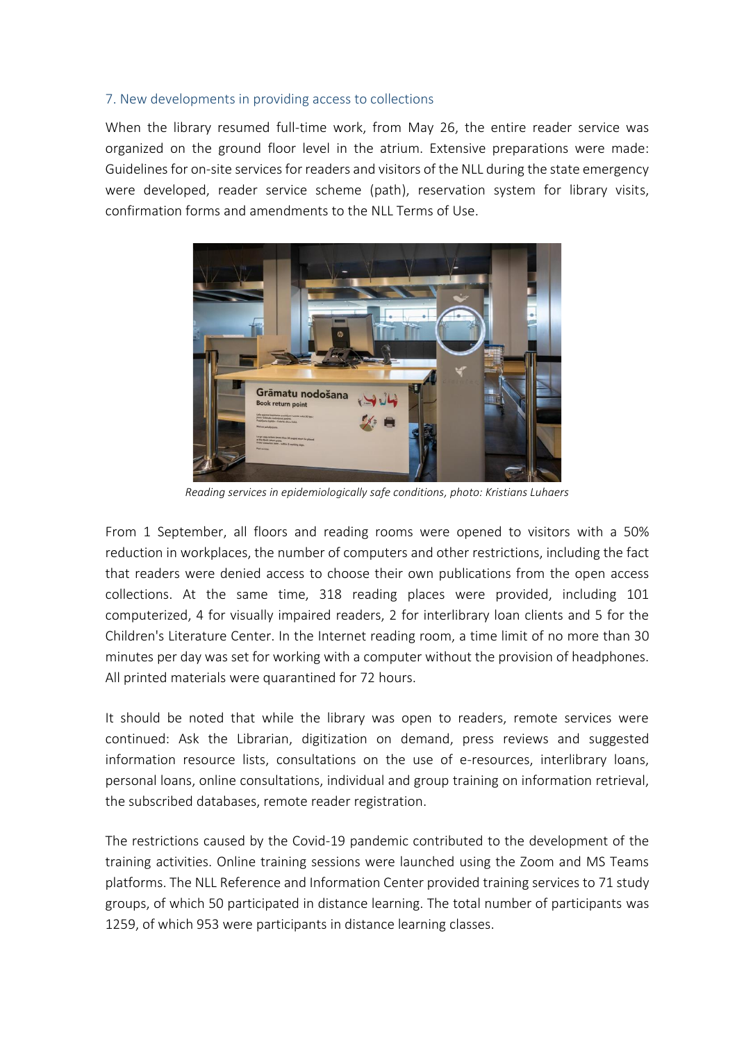## 7. New developments in providing access to collections

When the library resumed full-time work, from May 26, the entire reader service was organized on the ground floor level in the atrium. Extensive preparations were made: Guidelines for on-site services for readers and visitors of the NLL during the state emergency were developed, reader service scheme (path), reservation system for library visits, confirmation forms and amendments to the NLL Terms of Use.

*Reading services in epidemiologically safe conditions, photo: Kristians Luhaers*

From 1 September, all floors and reading rooms were opened to visitors with a 50% reduction in workplaces, the number of computers and other restrictions, including the fact that readers were denied access to choose their own publications from the open access collections. At the same time, 318 reading places were provided, including 101 computerized, 4 for visually impaired readers, 2 for interlibrary loan clients and 5 for the Children's Literature Center. In the Internet reading room, a time limit of no more than 30 minutes per day was set for working with a computer without the provision of headphones. All printed materials were quarantined for 72 hours.

It should be noted that while the library was open to readers, remote services were continued: Ask the Librarian, digitization on demand, press reviews and suggested information resource lists, consultations on the use of e-resources, interlibrary loans, personal loans, online consultations, individual and group training on information retrieval, the subscribed databases, remote reader registration.

The restrictions caused by the Covid-19 pandemic contributed to the development of the training activities. Online training sessions were launched using the Zoom and MS Teams platforms. The NLL Reference and Information Center provided training services to 71 study groups, of which 50 participated in distance learning. The total number of participants was 1259, of which 953 were participants in distance learning classes.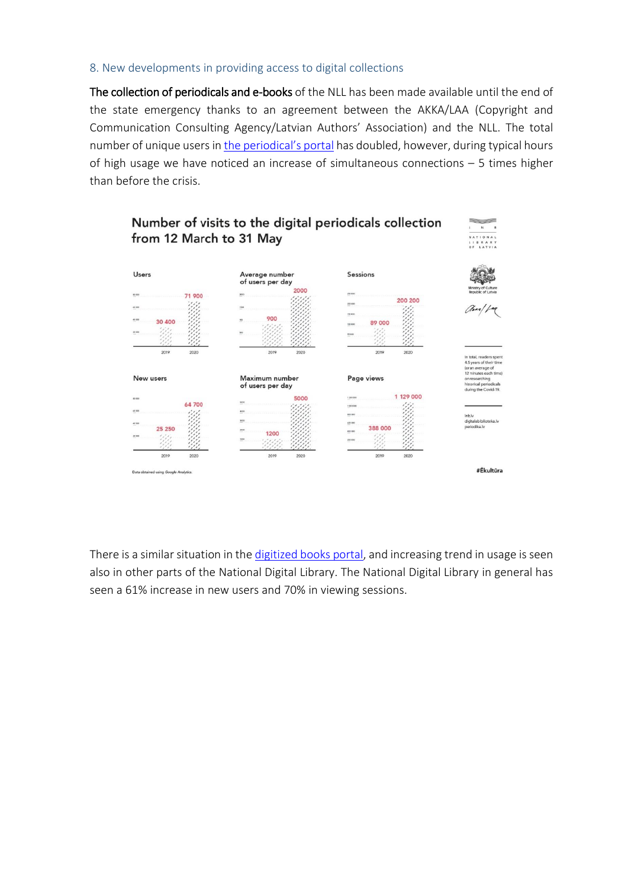### 8. New developments in providing access to digital collections

**The collection of periodicals and e-books** of the NLL has been made available until the end of the state emergency thanks to an agreement between the AKKA/LAA (Copyright and Communication Consulting Agency/Latvian Authors' Association) and the NLL. The total number of unique users in the periodical's portal has doubled, however, during typical hours of high usage we have noticed an increase of simultaneous connections – 5 times higher than before the crisis.

**Number of visits to the digital periodicals collection from 12 March to 31 May**

| | 2019 | 2020 |
|---|---|---|
| Users | 30 400 | 71 900 |
| Average number of users per day | 900 | 2000 |
| Sessions | 89 000 | 200 200 |
| New users | 25 250 | 64 700 |
| Maximum number of users per day | 1200 | 5000 |
| Page views | 388 000 | 1 129 000 |

In total, readers spent 4.5 years of their time (or an average of 12 minutes each time) on researching historical periodicals during the Covid-19.

lnb.lv
digitalabiblioteka.lv
periodika.lv

Data obtained using Google Analytics.

#Ēkultūra

There is a similar situation in the digitized books portal, and increasing trend in usage is seen also in other parts of the National Digital Library. The National Digital Library in general has seen a 61% increase in new users and 70% in viewing sessions.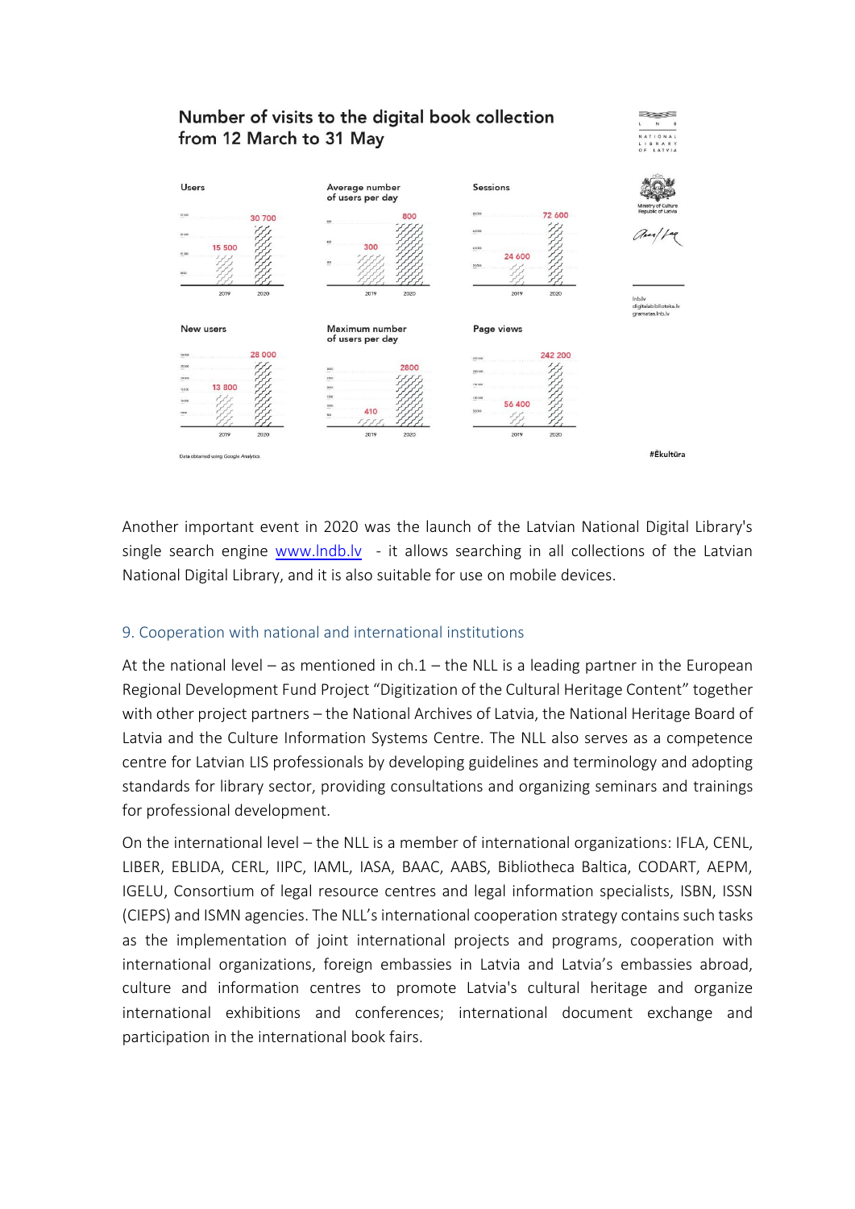**Number of visits to the digital book collection from 12 March to 31 May**

| | 2019 | 2020 |
|---|---|---|
| Users | 15 500 | 30 700 |
| Average number of users per day | 300 | 800 |
| Sessions | 24 600 | 72 600 |
| New users | 13 800 | 28 000 |
| Maximum number of users per day | 410 | 2800 |
| Page views | 56 400 | 242 200 |

Data obtained using Google Analytics

lnb.lv
digitalabiblioteka.lv
gramatas.lnb.lv

#Ēkultūra

Another important event in 2020 was the launch of the Latvian National Digital Library's single search engine www.lndb.lv - it allows searching in all collections of the Latvian National Digital Library, and it is also suitable for use on mobile devices.

## 9. Cooperation with national and international institutions

At the national level – as mentioned in ch.1 – the NLL is a leading partner in the European Regional Development Fund Project "Digitization of the Cultural Heritage Content" together with other project partners – the National Archives of Latvia, the National Heritage Board of Latvia and the Culture Information Systems Centre. The NLL also serves as a competence centre for Latvian LIS professionals by developing guidelines and terminology and adopting standards for library sector, providing consultations and organizing seminars and trainings for professional development.

On the international level – the NLL is a member of international organizations: IFLA, CENL, LIBER, EBLIDA, CERL, IIPC, IAML, IASA, BAAC, AABS, Bibliotheca Baltica, CODART, AEPM, IGELU, Consortium of legal resource centres and legal information specialists, ISBN, ISSN (CIEPS) and ISMN agencies. The NLL's international cooperation strategy contains such tasks as the implementation of joint international projects and programs, cooperation with international organizations, foreign embassies in Latvia and Latvia's embassies abroad, culture and information centres to promote Latvia's cultural heritage and organize international exhibitions and conferences; international document exchange and participation in the international book fairs.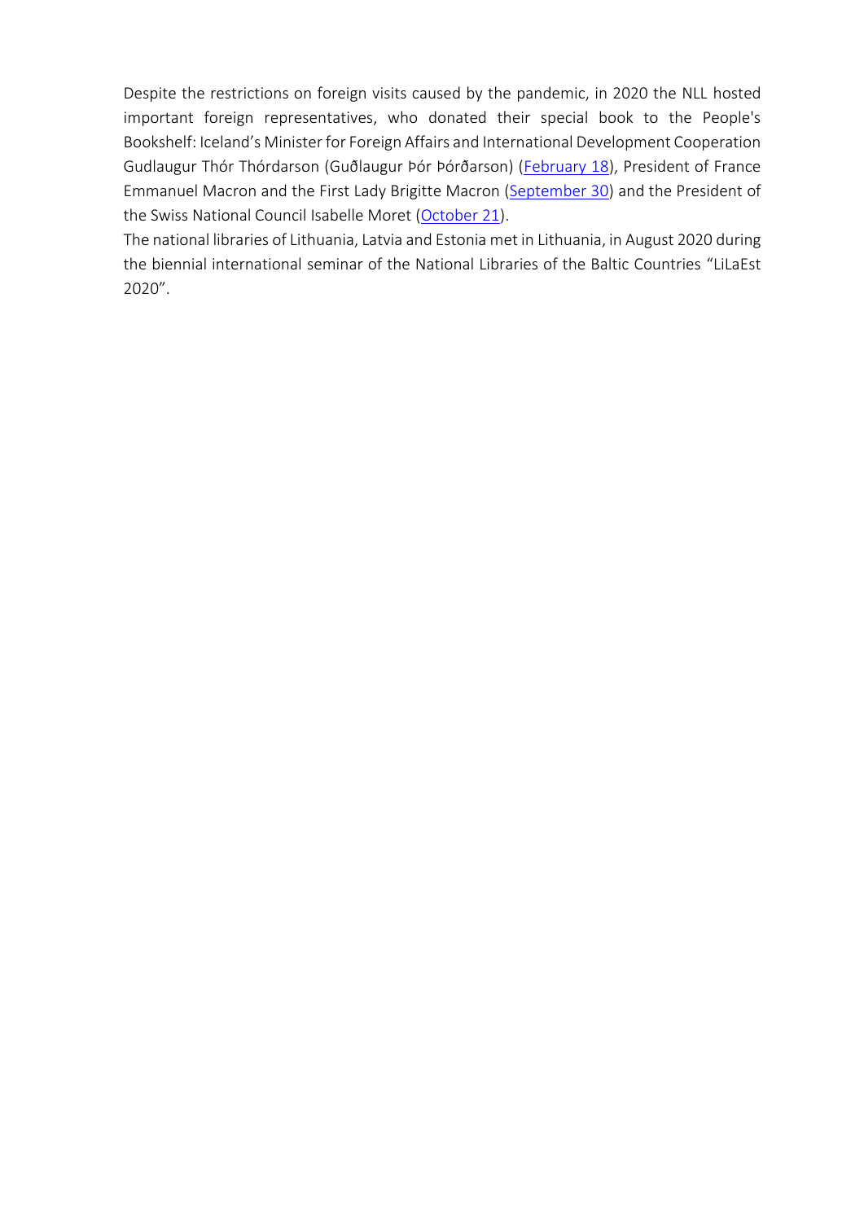Despite the restrictions on foreign visits caused by the pandemic, in 2020 the NLL hosted important foreign representatives, who donated their special book to the People's Bookshelf: Iceland's Minister for Foreign Affairs and International Development Cooperation Gudlaugur Thór Thórdarson (Guðlaugur Þór Þórðarson) (February 18), President of France Emmanuel Macron and the First Lady Brigitte Macron (September 30) and the President of the Swiss National Council Isabelle Moret (October 21).

The national libraries of Lithuania, Latvia and Estonia met in Lithuania, in August 2020 during the biennial international seminar of the National Libraries of the Baltic Countries "LiLaEst 2020".